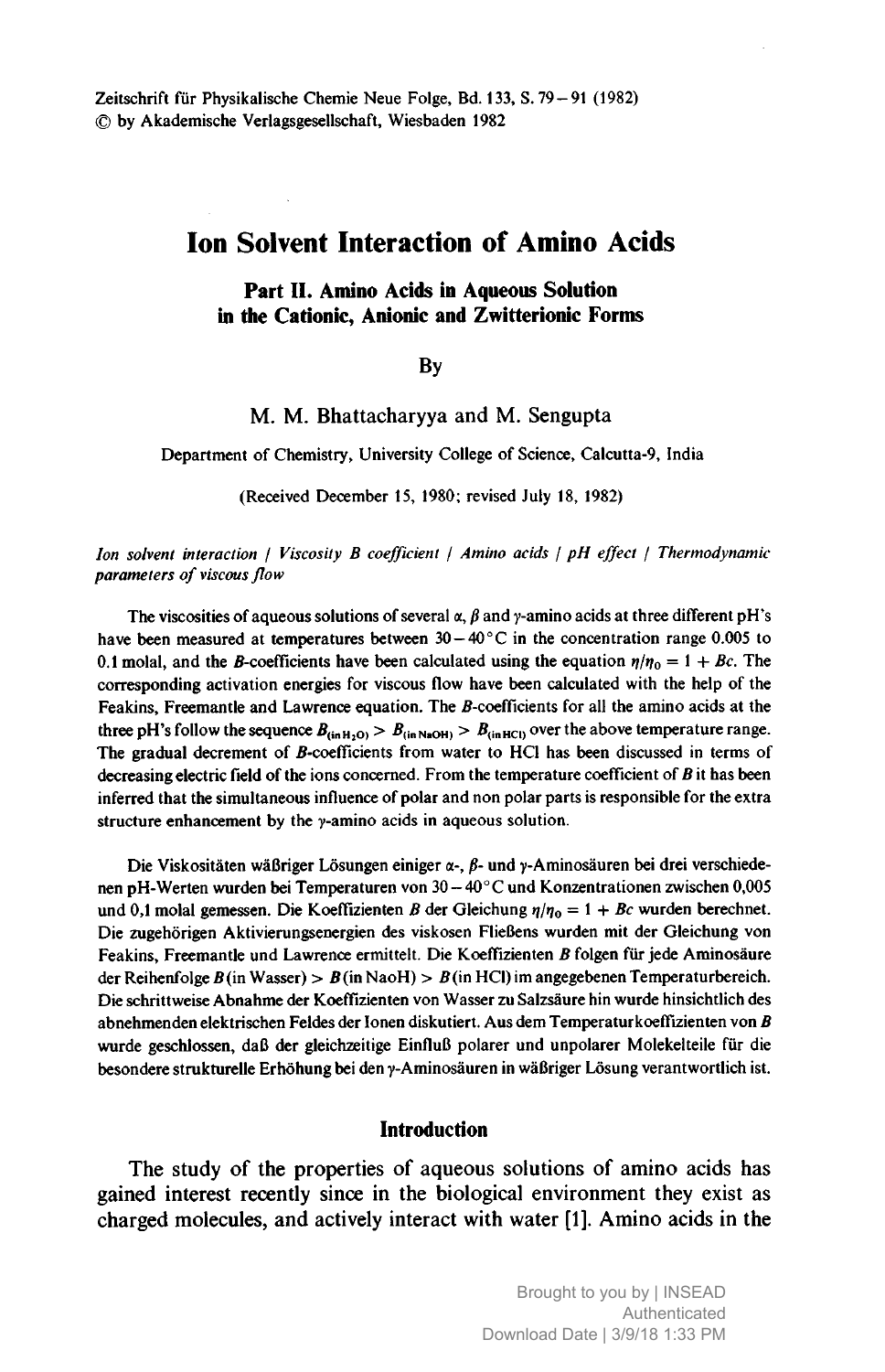# Ion Solvent Interaction of Amino Acids

## Part II. Amino Acids in Aqueous Solution in the Cationic, Anionic and Zwitterionic Forms

By

M. M. Bhattacharyya and M. Sengupta

Department of Chemistry, University College of Science, Calcutta-9, India

(Received December 15, 1980; revised July 18, 1982)

*Ion solvent interaction / Viscosity B coefficient / Amino acids / pH effect / Thermodynamic parameters of viscous flow*

The viscosities of aqueous solutions of several $\alpha$, $\beta$ and $\gamma$-amino acids at three different pH's have been measured at temperatures between $30-40\,^{\circ}$C in the concentration range 0.005 to 0.1 molal, and the *B*-coefficients have been calculated using the equation $\eta/\eta_0 = 1 + Bc$. The corresponding activation energies for viscous flow have been calculated with the help of the Feakins, Freemantle and Lawrence equation. The *B*-coefficients for all the amino acids at the three pH's follow the sequence $B_{(\mathrm{in}\, H_2O)} > B_{(\mathrm{in\, NaOH})} > B_{(\mathrm{in\, HCl})}$ over the above temperature range. The gradual decrement of *B*-coefficients from water to HCl has been discussed in terms of decreasing electric field of the ions concerned. From the temperature coefficient of *B* it has been inferred that the simultaneous influence of polar and non polar parts is responsible for the extra structure enhancement by the $\gamma$-amino acids in aqueous solution.

Die Viskositäten wäßriger Lösungen einiger $\alpha$-, $\beta$- und $\gamma$-Aminosäuren bei drei verschiedenen pH-Werten wurden bei Temperaturen von $30-40\,^{\circ}$C und Konzentrationen zwischen 0,005 und 0,1 molal gemessen. Die Koeffizienten *B* der Gleichung $\eta/\eta_0 = 1 + Bc$ wurden berechnet. Die zugehörigen Aktivierungsenergien des viskosen Fließens wurden mit der Gleichung von Feakins, Freemantle und Lawrence ermittelt. Die Koeffizienten *B* folgen für jede Aminosäure der Reihenfolge *B* (in Wasser) > *B* (in NaoH) > *B* (in HCl) im angegebenen Temperaturbereich. Die schrittweise Abnahme der Koeffizienten von Wasser zu Salzsäure hin wurde hinsichtlich des abnehmenden elektrischen Feldes der Ionen diskutiert. Aus dem Temperaturkoeffizienten von *B* wurde geschlossen, daß der gleichzeitige Einfluß polarer und unpolarer Molekelteile für die besondere strukturelle Erhöhung bei den $\gamma$-Aminosäuren in wäßriger Lösung verantwortlich ist.

## Introduction

The study of the properties of aqueous solutions of amino acids has gained interest recently since in the biological environment they exist as charged molecules, and actively interact with water [1]. Amino acids in the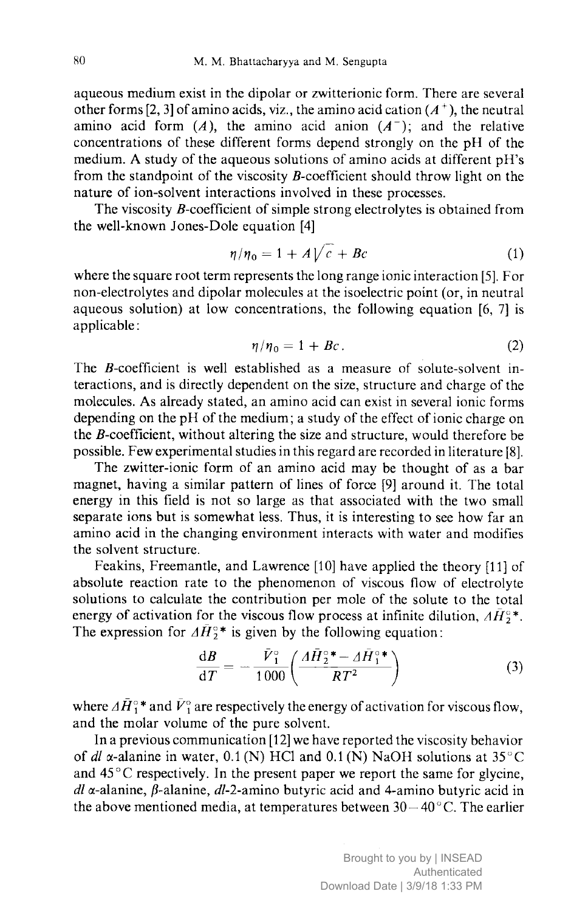aqueous medium exist in the dipolar or zwitterionic form. There are several other forms [2, 3] of amino acids, viz., the amino acid cation ($A^+$), the neutral amino acid form ($A$), the amino acid anion ($A^-$); and the relative concentrations of these different forms depend strongly on the pH of the medium. A study of the aqueous solutions of amino acids at different pH's from the standpoint of the viscosity $B$-coefficient should throw light on the nature of ion-solvent interactions involved in these processes.

The viscosity $B$-coefficient of simple strong electrolytes is obtained from the well-known Jones-Dole equation [4]

$$\eta/\eta_0 = 1 + A\sqrt{c} + Bc \tag{1}$$

where the square root term represents the long range ionic interaction [5]. For non-electrolytes and dipolar molecules at the isoelectric point (or, in neutral aqueous solution) at low concentrations, the following equation [6, 7] is applicable:

$$\eta/\eta_0 = 1 + Bc. \tag{2}$$

The $B$-coefficient is well established as a measure of solute-solvent interactions, and is directly dependent on the size, structure and charge of the molecules. As already stated, an amino acid can exist in several ionic forms depending on the pH of the medium; a study of the effect of ionic charge on the $B$-coefficient, without altering the size and structure, would therefore be possible. Few experimental studies in this regard are recorded in literature [8].

The zwitter-ionic form of an amino acid may be thought of as a bar magnet, having a similar pattern of lines of force [9] around it. The total energy in this field is not so large as that associated with the two small separate ions but is somewhat less. Thus, it is interesting to see how far an amino acid in the changing environment interacts with water and modifies the solvent structure.

Feakins, Freemantle, and Lawrence [10] have applied the theory [11] of absolute reaction rate to the phenomenon of viscous flow of electrolyte solutions to calculate the contribution per mole of the solute to the total energy of activation for the viscous flow process at infinite dilution, $\Delta\bar{H}_2^{\circ *}$. The expression for $\Delta\bar{H}_2^{\circ *}$ is given by the following equation:

$$\frac{\mathrm{d}B}{\mathrm{d}T} = -\frac{\bar{V}_1^{\circ}}{1000}\left(\frac{\Delta\bar{H}_2^{\circ *} - \Delta\bar{H}_1^{\circ *}}{RT^2}\right) \tag{3}$$

where $\Delta\bar{H}_1^{\circ *}$ and $\bar{V}_1^{\circ}$ are respectively the energy of activation for viscous flow, and the molar volume of the pure solvent.

In a previous communication [12] we have reported the viscosity behavior of *dl* α-alanine in water, 0.1 (N) HCl and 0.1 (N) NaOH solutions at 35 °C and 45 °C respectively. In the present paper we report the same for glycine, *dl* α-alanine, β-alanine, *dl*-2-amino butyric acid and 4-amino butyric acid in the above mentioned media, at temperatures between 30 – 40 °C. The earlier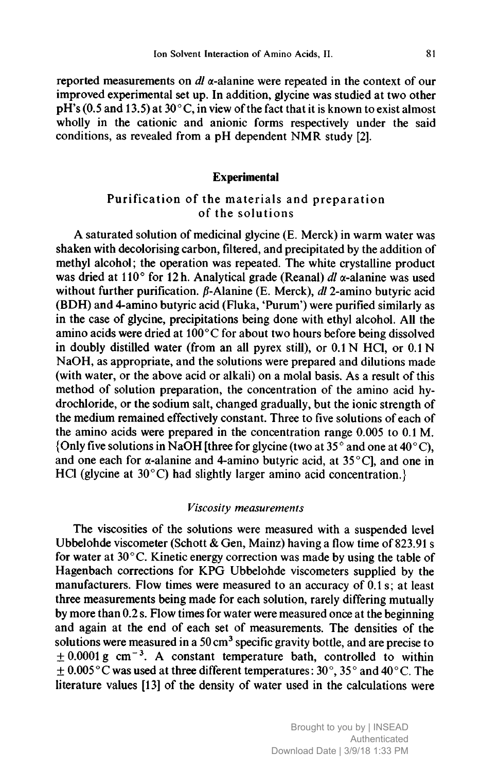reported measurements on *dl* α-alanine were repeated in the context of our improved experimental set up. In addition, glycine was studied at two other pH's (0.5 and 13.5) at 30°C, in view of the fact that it is known to exist almost wholly in the cationic and anionic forms respectively under the said conditions, as revealed from a pH dependent NMR study [2].

## Experimental

### Purification of the materials and preparation of the solutions

A saturated solution of medicinal glycine (E. Merck) in warm water was shaken with decolorising carbon, filtered, and precipitated by the addition of methyl alcohol; the operation was repeated. The white crystalline product was dried at 110° for 12 h. Analytical grade (Reanal) *dl* α-alanine was used without further purification. β-Alanine (E. Merck), *dl* 2-amino butyric acid (BDH) and 4-amino butyric acid (Fluka, 'Purum') were purified similarly as in the case of glycine, precipitations being done with ethyl alcohol. All the amino acids were dried at 100°C for about two hours before being dissolved in doubly distilled water (from an all pyrex still), or 0.1 N HCl, or 0.1 N NaOH, as appropriate, and the solutions were prepared and dilutions made (with water, or the above acid or alkali) on a molal basis. As a result of this method of solution preparation, the concentration of the amino acid hydrochloride, or the sodium salt, changed gradually, but the ionic strength of the medium remained effectively constant. Three to five solutions of each of the amino acids were prepared in the concentration range 0.005 to 0.1 M. {Only five solutions in NaOH [three for glycine (two at 35° and one at 40°C), and one each for α-alanine and 4-amino butyric acid, at 35°C], and one in HCl (glycine at 30°C) had slightly larger amino acid concentration.}

### *Viscosity measurements*

The viscosities of the solutions were measured with a suspended level Ubbelohde viscometer (Schott & Gen, Mainz) having a flow time of 823.91 s for water at 30°C. Kinetic energy correction was made by using the table of Hagenbach corrections for KPG Ubbelohde viscometers supplied by the manufacturers. Flow times were measured to an accuracy of 0.1 s; at least three measurements being made for each solution, rarely differing mutually by more than 0.2 s. Flow times for water were measured once at the beginning and again at the end of each set of measurements. The densities of the solutions were measured in a 50 $cm^3$ specific gravity bottle, and are precise to $\pm 0.0001$ g $cm^{-3}$. A constant temperature bath, controlled to within $\pm 0.005$°C was used at three different temperatures: 30°, 35° and 40°C. The literature values [13] of the density of water used in the calculations were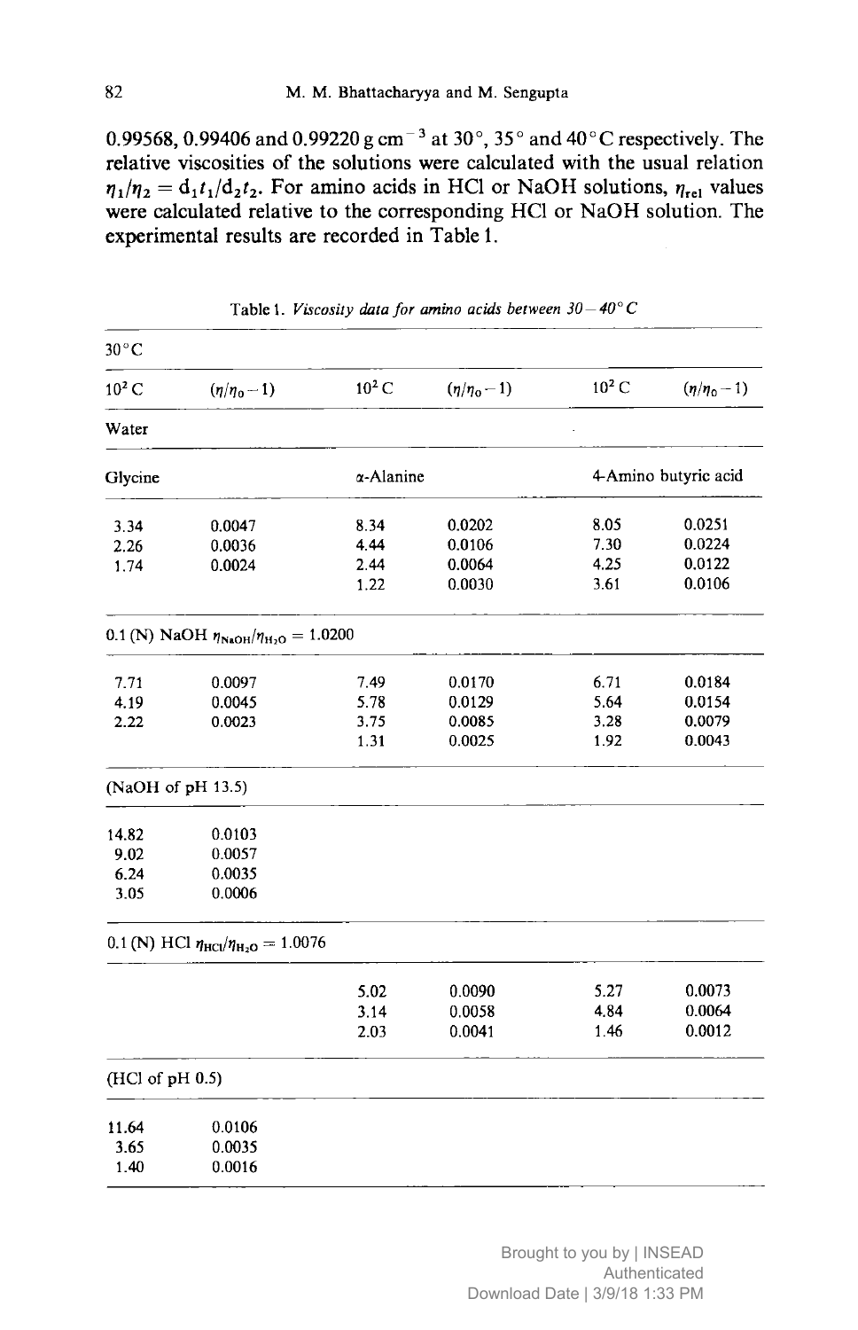0.99568, 0.99406 and 0.99220 g cm$^{-3}$ at 30°, 35° and 40°C respectively. The relative viscosities of the solutions were calculated with the usual relation $\eta_1/\eta_2 = d_1t_1/d_2t_2$. For amino acids in HCl or NaOH solutions, $\eta_{rel}$ values were calculated relative to the corresponding HCl or NaOH solution. The experimental results are recorded in Table 1.

Table 1. *Viscosity data for amino acids between 30–40°C*

| 30°C | | | | | |
|---|---|---|---|---|---|
| $10^2$ C | $(\eta/\eta_0 - 1)$ | $10^2$ C | $(\eta/\eta_0 - 1)$ | $10^2$ C | $(\eta/\eta_0 - 1)$ |
| Water | | | | | |
| Glycine | | α-Alanine | | 4-Amino butyric acid | |
| 3.34 | 0.0047 | 8.34 | 0.0202 | 8.05 | 0.0251 |
| 2.26 | 0.0036 | 4.44 | 0.0106 | 7.30 | 0.0224 |
| 1.74 | 0.0024 | 2.44 | 0.0064 | 4.25 | 0.0122 |
| | | 1.22 | 0.0030 | 3.61 | 0.0106 |
| 0.1 (N) NaOH $\eta_{NaOH}/\eta_{H_2O} = 1.0200$ | | | | | |
| 7.71 | 0.0097 | 7.49 | 0.0170 | 6.71 | 0.0184 |
| 4.19 | 0.0045 | 5.78 | 0.0129 | 5.64 | 0.0154 |
| 2.22 | 0.0023 | 3.75 | 0.0085 | 3.28 | 0.0079 |
| | | 1.31 | 0.0025 | 1.92 | 0.0043 |
| (NaOH of pH 13.5) | | | | | |
| 14.82 | 0.0103 | | | | |
| 9.02 | 0.0057 | | | | |
| 6.24 | 0.0035 | | | | |
| 3.05 | 0.0006 | | | | |
| 0.1 (N) HCl $\eta_{HCl}/\eta_{H_2O} = 1.0076$ | | | | | |
| | | 5.02 | 0.0090 | 5.27 | 0.0073 |
| | | 3.14 | 0.0058 | 4.84 | 0.0064 |
| | | 2.03 | 0.0041 | 1.46 | 0.0012 |
| (HCl of pH 0.5) | | | | | |
| 11.64 | 0.0106 | | | | |
| 3.65 | 0.0035 | | | | |
| 1.40 | 0.0016 | | | | |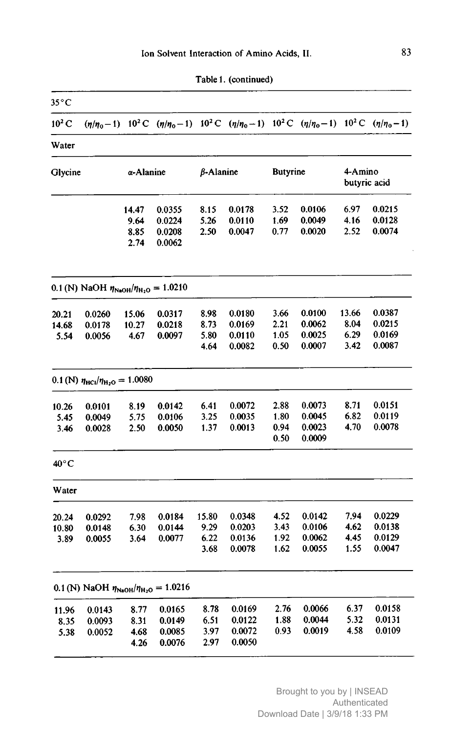Table 1. (continued)

| 35 °C | | | | | | | | | |
|---|---|---|---|---|---|---|---|---|---|
| $10^2$ C | $(\eta/\eta_0-1)$ | $10^2$ C | $(\eta/\eta_0-1)$ | $10^2$ C | $(\eta/\eta_0-1)$ | $10^2$ C | $(\eta/\eta_0-1)$ | $10^2$ C | $(\eta/\eta_0-1)$ |
| **Water** | | | | | | | | | |
| Glycine | | α-Alanine | | β-Alanine | | Butyrine | | 4-Amino butyric acid | |
| | | 14.47 | 0.0355 | 8.15 | 0.0178 | 3.52 | 0.0106 | 6.97 | 0.0215 |
| | | 9.64 | 0.0224 | 5.26 | 0.0110 | 1.69 | 0.0049 | 4.16 | 0.0128 |
| | | 8.85 | 0.0208 | 2.50 | 0.0047 | 0.77 | 0.0020 | 2.52 | 0.0074 |
| | | 2.74 | 0.0062 | | | | | | |
| **0.1 (N) NaOH $\eta_{NaOH}/\eta_{H_2O} = 1.0210$** | | | | | | | | | |
| 20.21 | 0.0260 | 15.06 | 0.0317 | 8.98 | 0.0180 | 3.66 | 0.0100 | 13.66 | 0.0387 |
| 14.68 | 0.0178 | 10.27 | 0.0218 | 8.73 | 0.0169 | 2.21 | 0.0062 | 8.04 | 0.0215 |
| 5.54 | 0.0056 | 4.67 | 0.0097 | 5.80 | 0.0110 | 1.05 | 0.0025 | 6.29 | 0.0169 |
| | | | | 4.64 | 0.0082 | 0.50 | 0.0007 | 3.42 | 0.0087 |
| **0.1 (N) $\eta_{HCl}/\eta_{H_2O} = 1.0080$** | | | | | | | | | |
| 10.26 | 0.0101 | 8.19 | 0.0142 | 6.41 | 0.0072 | 2.88 | 0.0073 | 8.71 | 0.0151 |
| 5.45 | 0.0049 | 5.75 | 0.0106 | 3.25 | 0.0035 | 1.80 | 0.0045 | 6.82 | 0.0119 |
| 3.46 | 0.0028 | 2.50 | 0.0050 | 1.37 | 0.0013 | 0.94 | 0.0023 | 4.70 | 0.0078 |
| | | | | | | 0.50 | 0.0009 | | |
| **40 °C** | | | | | | | | | |
| **Water** | | | | | | | | | |
| 20.24 | 0.0292 | 7.98 | 0.0184 | 15.80 | 0.0348 | 4.52 | 0.0142 | 7.94 | 0.0229 |
| 10.80 | 0.0148 | 6.30 | 0.0144 | 9.29 | 0.0203 | 3.43 | 0.0106 | 4.62 | 0.0138 |
| 3.89 | 0.0055 | 3.64 | 0.0077 | 6.22 | 0.0136 | 1.92 | 0.0062 | 4.45 | 0.0129 |
| | | | | 3.68 | 0.0078 | 1.62 | 0.0055 | 1.55 | 0.0047 |
| **0.1 (N) NaOH $\eta_{NaOH}/\eta_{H_2O} = 1.0216$** | | | | | | | | | |
| 11.96 | 0.0143 | 8.77 | 0.0165 | 8.78 | 0.0169 | 2.76 | 0.0066 | 6.37 | 0.0158 |
| 8.35 | 0.0093 | 8.31 | 0.0149 | 6.51 | 0.0122 | 1.88 | 0.0044 | 5.32 | 0.0131 |
| 5.38 | 0.0052 | 4.68 | 0.0085 | 3.97 | 0.0072 | 0.93 | 0.0019 | 4.58 | 0.0109 |
| | | 4.26 | 0.0076 | 2.97 | 0.0050 | | | | |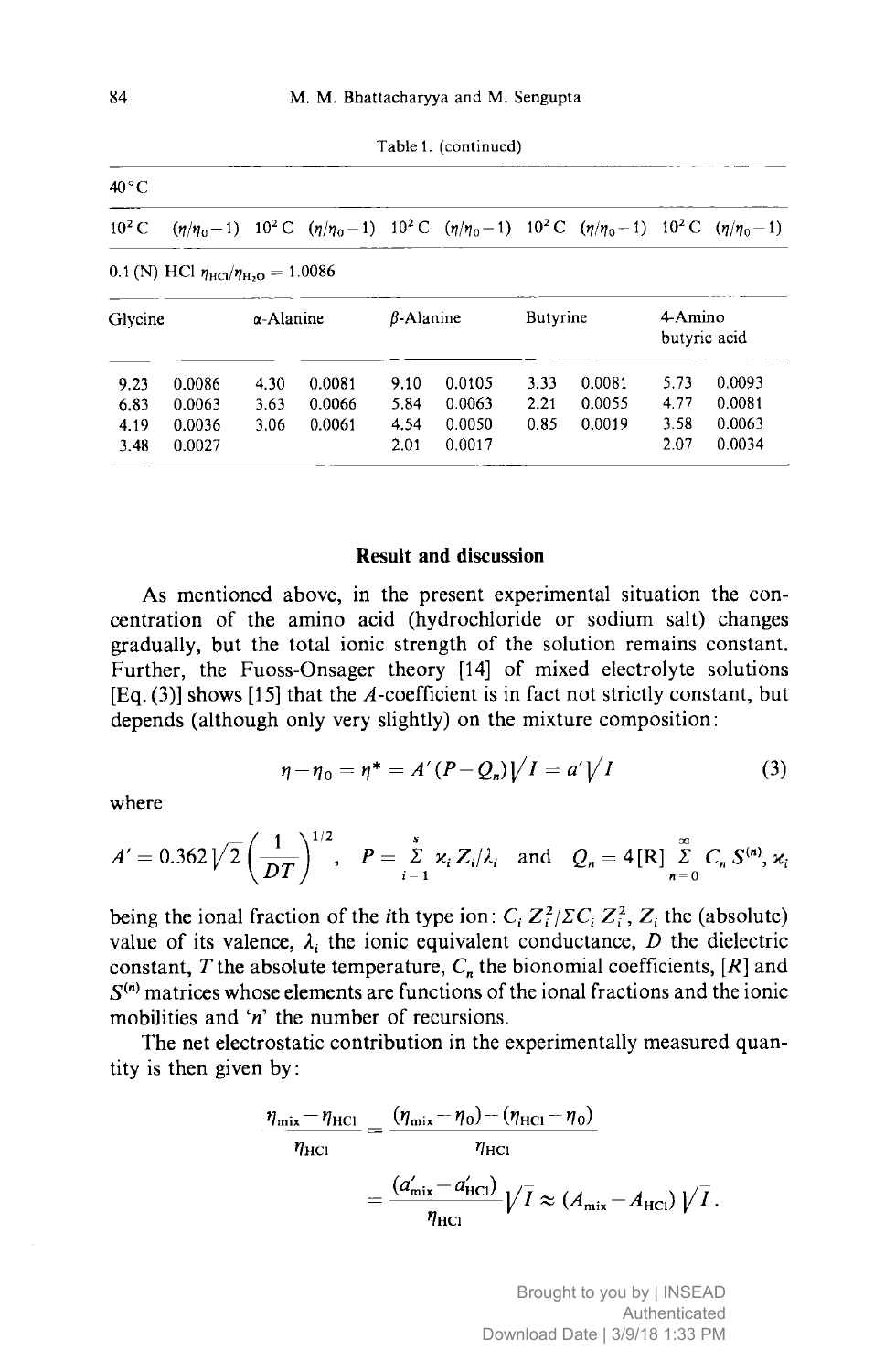Table 1. (continued)

| 40 °C | | | | | | | | | |
|---|---|---|---|---|---|---|---|---|---|
| $10^2 C$ | $(\eta/\eta_0-1)$ | $10^2 C$ | $(\eta/\eta_0-1)$ | $10^2 C$ | $(\eta/\eta_0-1)$ | $10^2 C$ | $(\eta/\eta_0-1)$ | $10^2 C$ | $(\eta/\eta_0-1)$ |
| 0.1 (N) HCl $\eta_{HCl}/\eta_{H_2O} = 1.0086$ | | | | | | | | | |
| Glycine | | α-Alanine | | β-Alanine | | Butyrine | | 4-Amino butyric acid | |
| 9.23 | 0.0086 | 4.30 | 0.0081 | 9.10 | 0.0105 | 3.33 | 0.0081 | 5.73 | 0.0093 |
| 6.83 | 0.0063 | 3.63 | 0.0066 | 5.84 | 0.0063 | 2.21 | 0.0055 | 4.77 | 0.0081 |
| 4.19 | 0.0036 | 3.06 | 0.0061 | 4.54 | 0.0050 | 0.85 | 0.0019 | 3.58 | 0.0063 |
| 3.48 | 0.0027 | | | 2.01 | 0.0017 | | | 2.07 | 0.0034 |

## Result and discussion

As mentioned above, in the present experimental situation the concentration of the amino acid (hydrochloride or sodium salt) changes gradually, but the total ionic strength of the solution remains constant. Further, the Fuoss-Onsager theory [14] of mixed electrolyte solutions [Eq. (3)] shows [15] that the $A$-coefficient is in fact not strictly constant, but depends (although only very slightly) on the mixture composition:

$$\eta - \eta_0 = \eta^* = A'(P - Q_n)\sqrt{I} = a'\sqrt{I} \tag{3}$$

where

$$A' = 0.362\sqrt{2}\left(\frac{1}{DT}\right)^{1/2}, \quad P = \sum_{i=1}^{s} \varkappa_i Z_i/\lambda_i \quad \text{and} \quad Q_n = 4[\mathrm{R}] \sum_{n=0}^{\infty} C_n S^{(n)}, \; \varkappa_i$$

being the ional fraction of the $i$th type ion: $C_i Z_i^2/\Sigma C_i Z_i^2$, $Z_i$ the (absolute) value of its valence, $\lambda_i$ the ionic equivalent conductance, $D$ the dielectric constant, $T$ the absolute temperature, $C_n$ the bionomial coefficients, $[R]$ and $S^{(n)}$ matrices whose elements are functions of the ional fractions and the ionic mobilities and '$n$' the number of recursions.

The net electrostatic contribution in the experimentally measured quantity is then given by:

$$\frac{\eta_{mix} - \eta_{HCl}}{\eta_{HCl}} = \frac{(\eta_{mix} - \eta_0) - (\eta_{HCl} - \eta_0)}{\eta_{HCl}}$$

$$= \frac{(a'_{mix} - a'_{HCl})}{\eta_{HCl}}\sqrt{I} \approx (A_{mix} - A_{HCl})\sqrt{I}.$$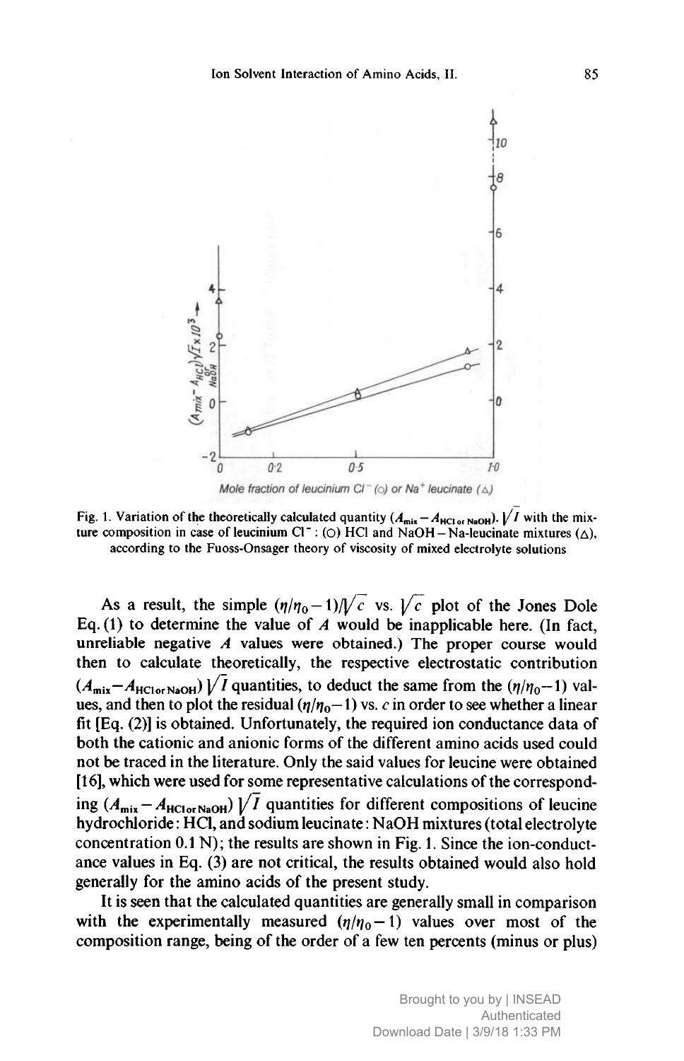Fig. 1. Variation of the theoretically calculated quantity $(A_{mix} - A_{HCl\,or\,NaOH}) \cdot \sqrt{I}$ with the mixture composition in case of leucinium $Cl^-$ : (○) HCl and NaOH – Na-leucinate mixtures (△), according to the Fuoss-Onsager theory of viscosity of mixed electrolyte solutions

As a result, the simple $(\eta/\eta_0 - 1)/\sqrt{c}$ vs. $\sqrt{c}$ plot of the Jones Dole Eq. (1) to determine the value of $A$ would be inapplicable here. (In fact, unreliable negative $A$ values were obtained.) The proper course would then to calculate theoretically, the respective electrostatic contribution $(A_{mix} - A_{HCl\,or\,NaOH})\sqrt{I}$ quantities, to deduct the same from the $(\eta/\eta_0 - 1)$ values, and then to plot the residual $(\eta/\eta_0 - 1)$ vs. $c$ in order to see whether a linear fit [Eq. (2)] is obtained. Unfortunately, the required ion conductance data of both the cationic and anionic forms of the different amino acids used could not be traced in the literature. Only the said values for leucine were obtained [16], which were used for some representative calculations of the corresponding $(A_{mix} - A_{HCl\,or\,NaOH})\sqrt{I}$ quantities for different compositions of leucine hydrochloride : HCl, and sodium leucinate : NaOH mixtures (total electrolyte concentration 0.1 N); the results are shown in Fig. 1. Since the ion-conductance values in Eq. (3) are not critical, the results obtained would also hold generally for the amino acids of the present study.

It is seen that the calculated quantities are generally small in comparison with the experimentally measured $(\eta/\eta_0 - 1)$ values over most of the composition range, being of the order of a few ten percents (minus or plus)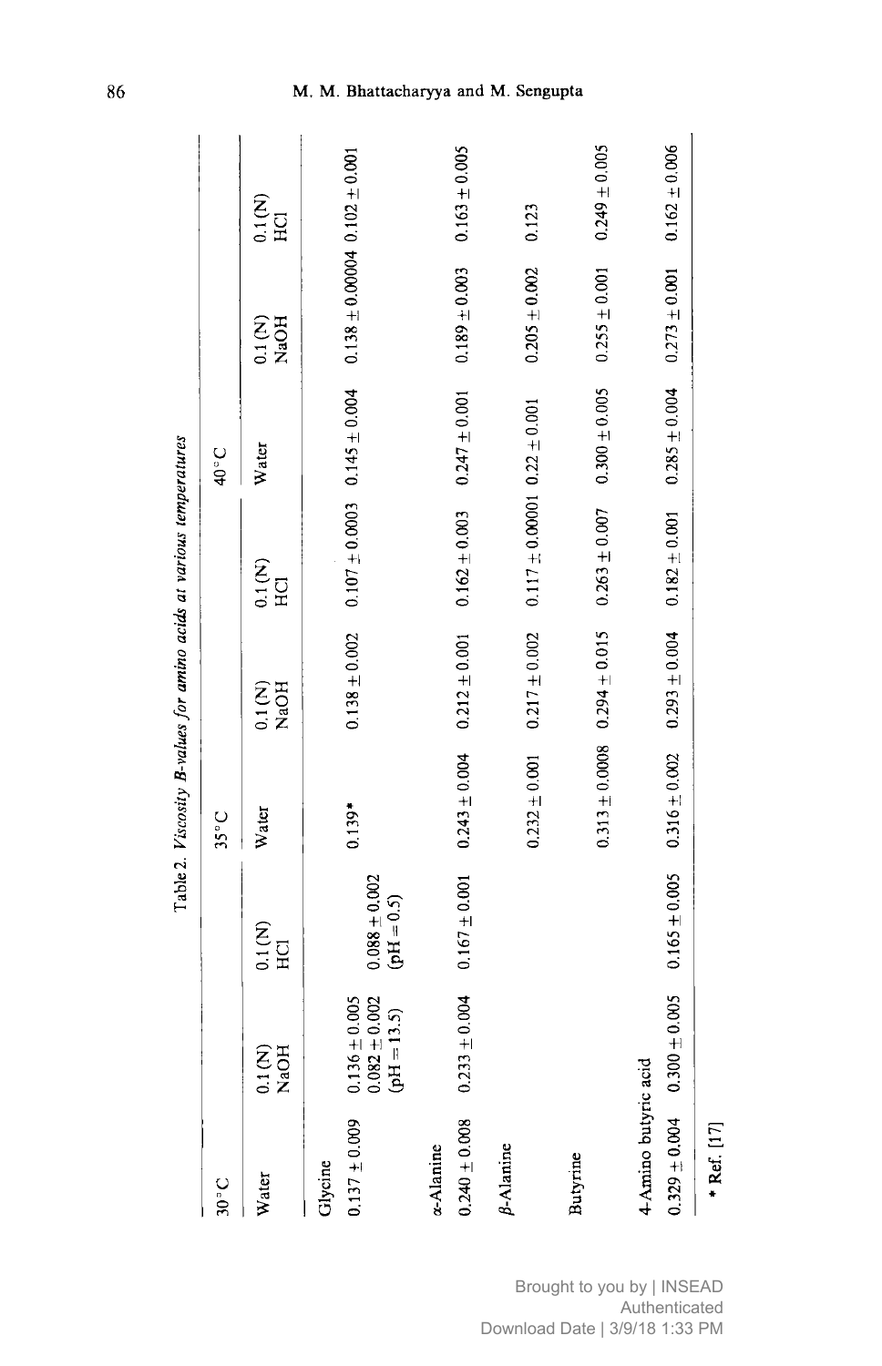Table 2. *Viscosity B-values for amino acids at various temperatures*

| 30 °C | | | 35 °C | | | 40 °C | | |
|---|---|---|---|---|---|---|---|---|
| Water | 0.1 (N) NaOH | 0.1 (N) HCl | Water | 0.1 (N) NaOH | 0.1 (N) HCl | Water | 0.1 (N) NaOH | 0.1 (N) HCl |
| Glycine | | | | | | | | |
| 0.137 ± 0.009 | 0.136 ± 0.005<br>0.082 ± 0.002<br>(pH = 13.5) | 0.088 ± 0.002<br>(pH = 0.5) | 0.139* | 0.138 ± 0.002 | 0.107 ± 0.0003 | 0.145 ± 0.004 | 0.138 ± 0.00004 | 0.102 ± 0.001 |
| α-Alanine | | | | | | | | |
| 0.240 ± 0.008 | 0.233 ± 0.004 | 0.167 ± 0.001 | 0.243 ± 0.004 | 0.212 ± 0.001 | 0.162 ± 0.003 | 0.247 ± 0.001 | 0.189 ± 0.003 | 0.163 ± 0.005 |
| β-Alanine | | | | | | | | |
| | | | 0.232 ± 0.001 | 0.217 ± 0.002 | 0.117 ± 0.00001 | 0.22 ± 0.001 | 0.205 ± 0.002 | 0.123 |
| Butyrine | | | | | | | | |
| | | | 0.313 ± 0.0008 | 0.294 ± 0.015 | 0.263 ± 0.007 | 0.300 ± 0.005 | 0.255 ± 0.001 | 0.249 ± 0.005 |
| 4-Amino butyric acid | | | | | | | | |
| 0.329 ± 0.004 | 0.300 ± 0.005 | 0.165 ± 0.005 | 0.316 ± 0.002 | 0.293 ± 0.004 | 0.182 ± 0.001 | 0.285 ± 0.004 | 0.273 ± 0.001 | 0.162 ± 0.006 |

\* Ref. [17]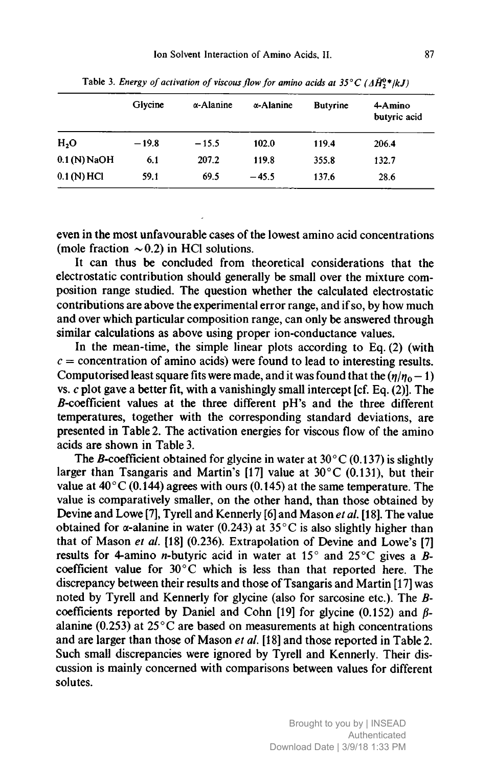Table 3. *Energy of activation of viscous flow for amino acids at 35°C* ($\Delta \bar{H}_2^{0*}/kJ$)

| | Glycine | α-Alanine | α-Alanine | Butyrine | 4-Amino butyric acid |
|---|---|---|---|---|---|
| $H_2O$ | −19.8 | −15.5 | 102.0 | 119.4 | 206.4 |
| 0.1 (N) NaOH | 6.1 | 207.2 | 119.8 | 355.8 | 132.7 |
| 0.1 (N) HCl | 59.1 | 69.5 | −45.5 | 137.6 | 28.6 |

even in the most unfavourable cases of the lowest amino acid concentrations (mole fraction ~0.2) in HCl solutions.

It can thus be concluded from theoretical considerations that the electrostatic contribution should generally be small over the mixture composition range studied. The question whether the calculated electrostatic contributions are above the experimental error range, and if so, by how much and over which particular composition range, can only be answered through similar calculations as above using proper ion-conductance values.

In the mean-time, the simple linear plots according to Eq. (2) (with $c$ = concentration of amino acids) were found to lead to interesting results. Computorised least square fits were made, and it was found that the $(\eta/\eta_0 - 1)$ vs. $c$ plot gave a better fit, with a vanishingly small intercept [cf. Eq. (2)]. The *B*-coefficient values at the three different pH's and the three different temperatures, together with the corresponding standard deviations, are presented in Table 2. The activation energies for viscous flow of the amino acids are shown in Table 3.

The *B*-coefficient obtained for glycine in water at 30°C (0.137) is slightly larger than Tsangaris and Martin's [17] value at 30°C (0.131), but their value at 40°C (0.144) agrees with ours (0.145) at the same temperature. The value is comparatively smaller, on the other hand, than those obtained by Devine and Lowe [7], Tyrell and Kennerly [6] and Mason *et al.* [18]. The value obtained for α-alanine in water (0.243) at 35°C is also slightly higher than that of Mason *et al.* [18] (0.236). Extrapolation of Devine and Lowe's [7] results for 4-amino *n*-butyric acid in water at 15° and 25°C gives a *B*-coefficient value for 30°C which is less than that reported here. The discrepancy between their results and those of Tsangaris and Martin [17] was noted by Tyrell and Kennerly for glycine (also for sarcosine etc.). The *B*-coefficients reported by Daniel and Cohn [19] for glycine (0.152) and β-alanine (0.253) at 25°C are based on measurements at high concentrations and are larger than those of Mason *et al.* [18] and those reported in Table 2. Such small discrepancies were ignored by Tyrell and Kennerly. Their discussion is mainly concerned with comparisons between values for different solutes.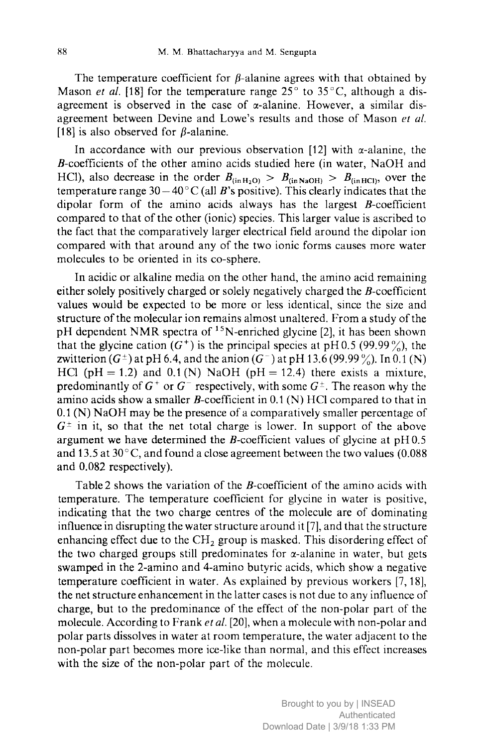The temperature coefficient for $\beta$-alanine agrees with that obtained by Mason *et al.* [18] for the temperature range 25° to 35°C, although a disagreement is observed in the case of $\alpha$-alanine. However, a similar disagreement between Devine and Lowe's results and those of Mason *et al.* [18] is also observed for $\beta$-alanine.

In accordance with our previous observation [12] with $\alpha$-alanine, the *B*-coefficients of the other amino acids studied here (in water, NaOH and HCl), also decrease in the order $B_{(\text{in } H_2O)} > B_{(\text{in NaOH})} > B_{(\text{in HCl})}$, over the temperature range 30 – 40°C (all *B*'s positive). This clearly indicates that the dipolar form of the amino acids always has the largest *B*-coefficient compared to that of the other (ionic) species. This larger value is ascribed to the fact that the comparatively larger electrical field around the dipolar ion compared with that around any of the two ionic forms causes more water molecules to be oriented in its co-sphere.

In acidic or alkaline media on the other hand, the amino acid remaining either solely positively charged or solely negatively charged the *B*-coefficient values would be expected to be more or less identical, since the size and structure of the molecular ion remains almost unaltered. From a study of the pH dependent NMR spectra of $^{15}N$-enriched glycine [2], it has been shown that the glycine cation ($G^+$) is the principal species at pH 0.5 (99.99%), the zwitterion ($G^\pm$) at pH 6.4, and the anion ($G^-$) at pH 13.6 (99.99%). In 0.1 (N) HCl (pH = 1.2) and 0.1 (N) NaOH (pH = 12.4) there exists a mixture, predominantly of $G^+$ or $G^-$ respectively, with some $G^\pm$. The reason why the amino acids show a smaller *B*-coefficient in 0.1 (N) HCl compared to that in 0.1 (N) NaOH may be the presence of a comparatively smaller percentage of $G^\pm$ in it, so that the net total charge is lower. In support of the above argument we have determined the *B*-coefficient values of glycine at pH 0.5 and 13.5 at 30°C, and found a close agreement between the two values (0.088 and 0.082 respectively).

Table 2 shows the variation of the *B*-coefficient of the amino acids with temperature. The temperature coefficient for glycine in water is positive, indicating that the two charge centres of the molecule are of dominating influence in disrupting the water structure around it [7], and that the structure enhancing effect due to the $CH_2$ group is masked. This disordering effect of the two charged groups still predominates for $\alpha$-alanine in water, but gets swamped in the 2-amino and 4-amino butyric acids, which show a negative temperature coefficient in water. As explained by previous workers [7, 18], the net structure enhancement in the latter cases is not due to any influence of charge, but to the predominance of the effect of the non-polar part of the molecule. According to Frank *et al.* [20], when a molecule with non-polar and polar parts dissolves in water at room temperature, the water adjacent to the non-polar part becomes more ice-like than normal, and this effect increases with the size of the non-polar part of the molecule.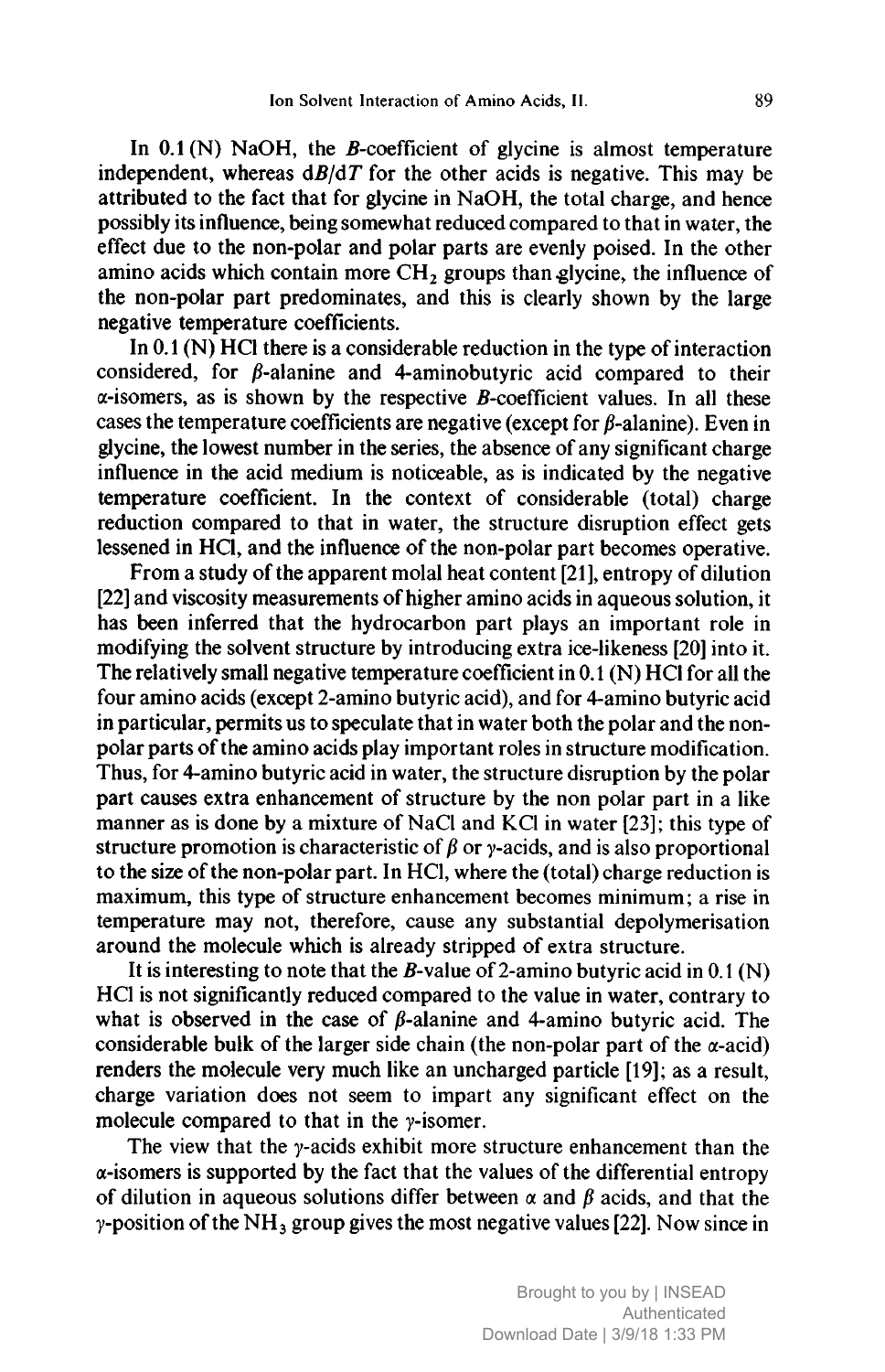In 0.1 (N) NaOH, the *B*-coefficient of glycine is almost temperature independent, whereas $dB/dT$ for the other acids is negative. This may be attributed to the fact that for glycine in NaOH, the total charge, and hence possibly its influence, being somewhat reduced compared to that in water, the effect due to the non-polar and polar parts are evenly poised. In the other amino acids which contain more $CH_2$ groups than glycine, the influence of the non-polar part predominates, and this is clearly shown by the large negative temperature coefficients.

In 0.1 (N) HCl there is a considerable reduction in the type of interaction considered, for β-alanine and 4-aminobutyric acid compared to their α-isomers, as is shown by the respective *B*-coefficient values. In all these cases the temperature coefficients are negative (except for β-alanine). Even in glycine, the lowest number in the series, the absence of any significant charge influence in the acid medium is noticeable, as is indicated by the negative temperature coefficient. In the context of considerable (total) charge reduction compared to that in water, the structure disruption effect gets lessened in HCl, and the influence of the non-polar part becomes operative.

From a study of the apparent molal heat content [21], entropy of dilution [22] and viscosity measurements of higher amino acids in aqueous solution, it has been inferred that the hydrocarbon part plays an important role in modifying the solvent structure by introducing extra ice-likeness [20] into it. The relatively small negative temperature coefficient in 0.1 (N) HCl for all the four amino acids (except 2-amino butyric acid), and for 4-amino butyric acid in particular, permits us to speculate that in water both the polar and the non-polar parts of the amino acids play important roles in structure modification. Thus, for 4-amino butyric acid in water, the structure disruption by the polar part causes extra enhancement of structure by the non polar part in a like manner as is done by a mixture of NaCl and KCl in water [23]; this type of structure promotion is characteristic of β or γ-acids, and is also proportional to the size of the non-polar part. In HCl, where the (total) charge reduction is maximum, this type of structure enhancement becomes minimum; a rise in temperature may not, therefore, cause any substantial depolymerisation around the molecule which is already stripped of extra structure.

It is interesting to note that the *B*-value of 2-amino butyric acid in 0.1 (N) HCl is not significantly reduced compared to the value in water, contrary to what is observed in the case of β-alanine and 4-amino butyric acid. The considerable bulk of the larger side chain (the non-polar part of the α-acid) renders the molecule very much like an uncharged particle [19]; as a result, charge variation does not seem to impart any significant effect on the molecule compared to that in the γ-isomer.

The view that the γ-acids exhibit more structure enhancement than the α-isomers is supported by the fact that the values of the differential entropy of dilution in aqueous solutions differ between α and β acids, and that the γ-position of the $NH_3$ group gives the most negative values [22]. Now since in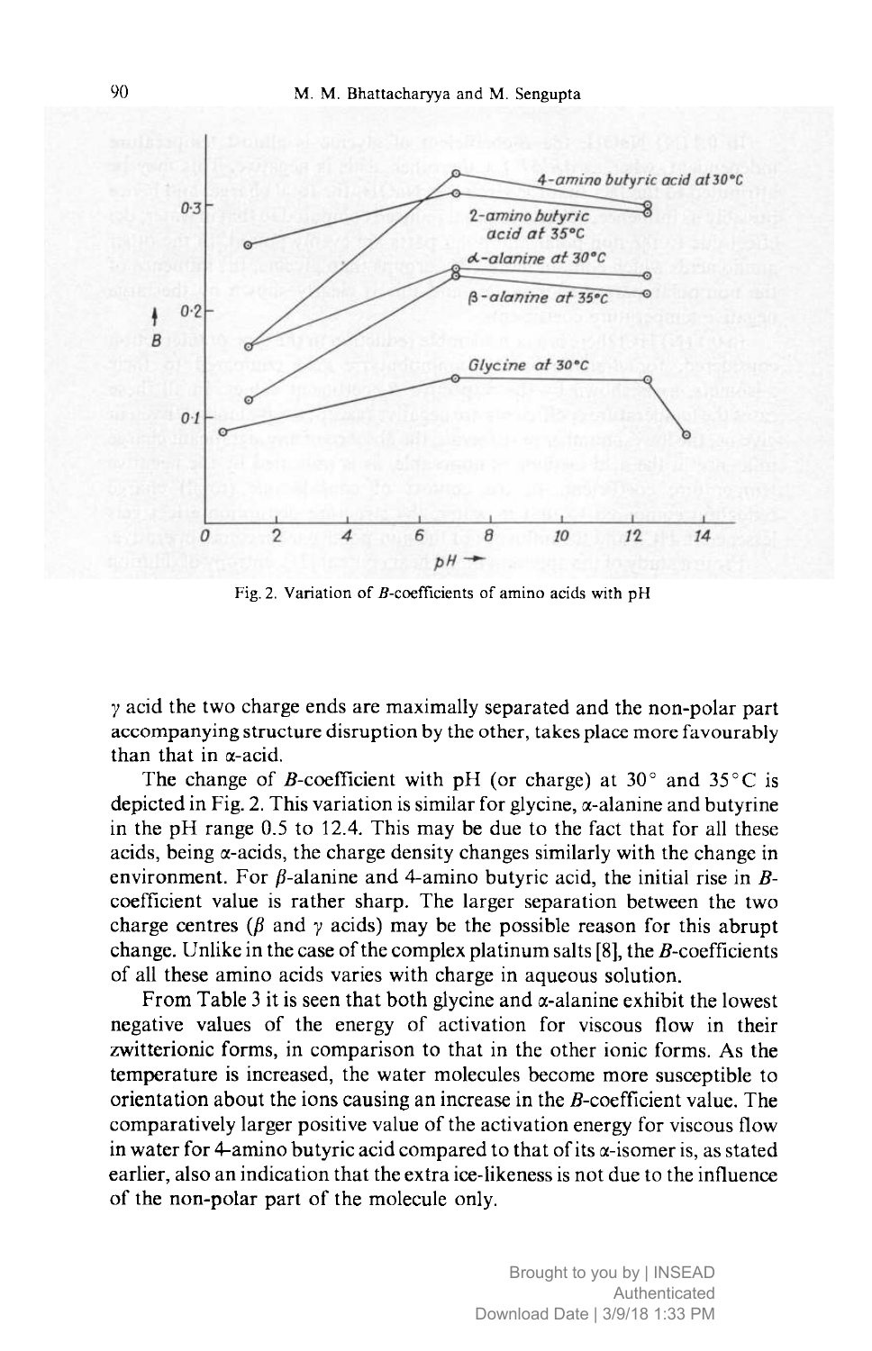Fig. 2. Variation of $B$-coefficients of amino acids with pH

$\gamma$ acid the two charge ends are maximally separated and the non-polar part accompanying structure disruption by the other, takes place more favourably than that in $\alpha$-acid.

The change of $B$-coefficient with pH (or charge) at 30° and 35°C is depicted in Fig. 2. This variation is similar for glycine, $\alpha$-alanine and butyrine in the pH range 0.5 to 12.4. This may be due to the fact that for all these acids, being $\alpha$-acids, the charge density changes similarly with the change in environment. For $\beta$-alanine and 4-amino butyric acid, the initial rise in $B$-coefficient value is rather sharp. The larger separation between the two charge centres ($\beta$ and $\gamma$ acids) may be the possible reason for this abrupt change. Unlike in the case of the complex platinum salts [8], the $B$-coefficients of all these amino acids varies with charge in aqueous solution.

From Table 3 it is seen that both glycine and $\alpha$-alanine exhibit the lowest negative values of the energy of activation for viscous flow in their zwitterionic forms, in comparison to that in the other ionic forms. As the temperature is increased, the water molecules become more susceptible to orientation about the ions causing an increase in the $B$-coefficient value. The comparatively larger positive value of the activation energy for viscous flow in water for 4-amino butyric acid compared to that of its $\alpha$-isomer is, as stated earlier, also an indication that the extra ice-likeness is not due to the influence of the non-polar part of the molecule only.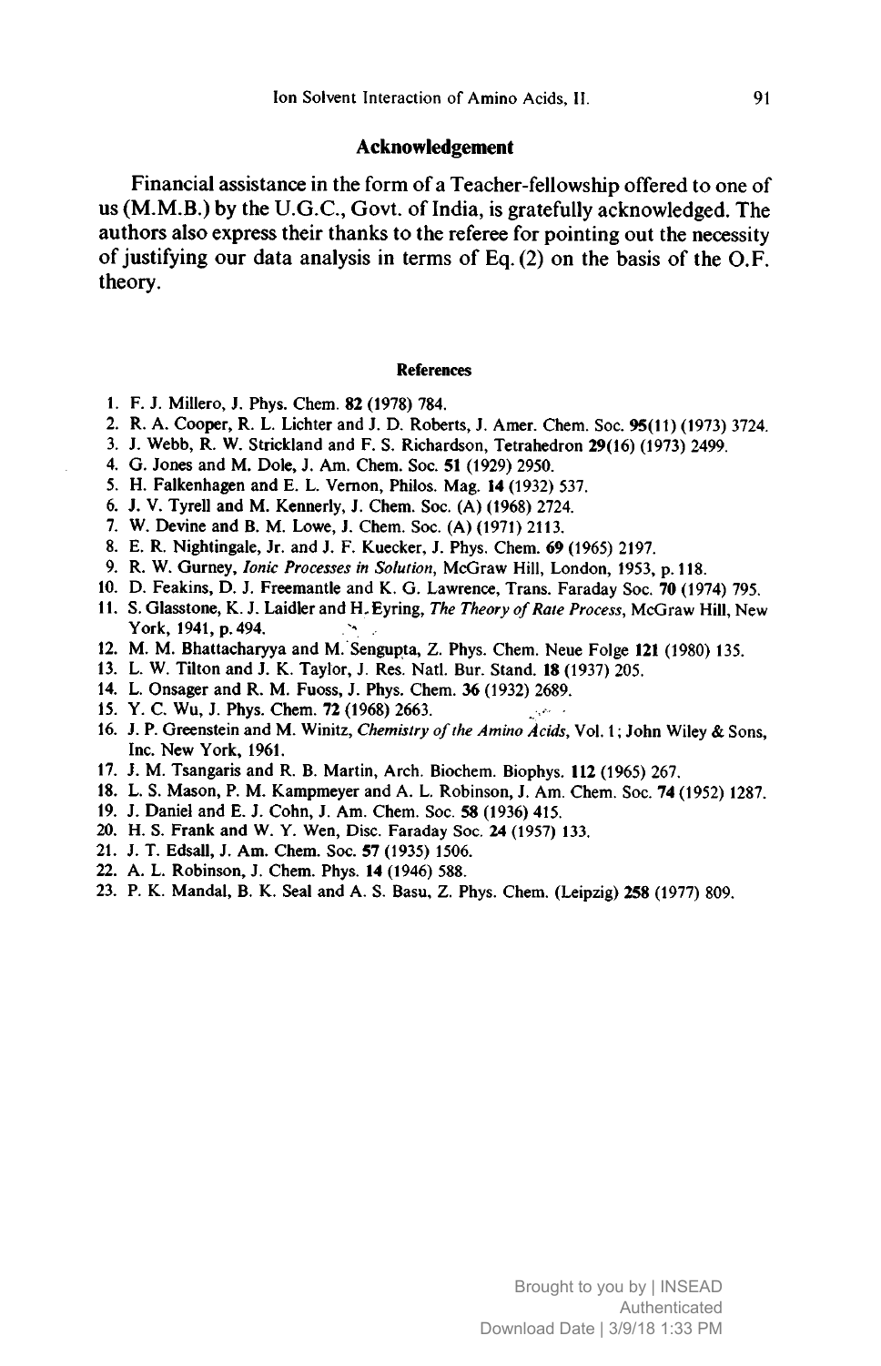## Acknowledgement

Financial assistance in the form of a Teacher-fellowship offered to one of us (M.M.B.) by the U.G.C., Govt. of India, is gratefully acknowledged. The authors also express their thanks to the referee for pointing out the necessity of justifying our data analysis in terms of Eq. (2) on the basis of the O.F. theory.

## References

1. F. J. Millero, J. Phys. Chem. **82** (1978) 784.
2. R. A. Cooper, R. L. Lichter and J. D. Roberts, J. Amer. Chem. Soc. **95**(11) (1973) 3724.
3. J. Webb, R. W. Strickland and F. S. Richardson, Tetrahedron **29**(16) (1973) 2499.
4. G. Jones and M. Dole, J. Am. Chem. Soc. **51** (1929) 2950.
5. H. Falkenhagen and E. L. Vernon, Philos. Mag. **14** (1932) 537.
6. J. V. Tyrell and M. Kennerly, J. Chem. Soc. (A) (1968) 2724.
7. W. Devine and B. M. Lowe, J. Chem. Soc. (A) (1971) 2113.
8. E. R. Nightingale, Jr. and J. F. Kuecker, J. Phys. Chem. **69** (1965) 2197.
9. R. W. Gurney, *Ionic Processes in Solution*, McGraw Hill, London, 1953, p. 118.
10. D. Feakins, D. J. Freemantle and K. G. Lawrence, Trans. Faraday Soc. **70** (1974) 795.
11. S. Glasstone, K. J. Laidler and H. Eyring, *The Theory of Rate Process*, McGraw Hill, New York, 1941, p. 494.
12. M. M. Bhattacharyya and M. Sengupta, Z. Phys. Chem. Neue Folge **121** (1980) 135.
13. L. W. Tilton and J. K. Taylor, J. Res. Natl. Bur. Stand. **18** (1937) 205.
14. L. Onsager and R. M. Fuoss, J. Phys. Chem. **36** (1932) 2689.
15. Y. C. Wu, J. Phys. Chem. **72** (1968) 2663.
16. J. P. Greenstein and M. Winitz, *Chemistry of the Amino Acids*, Vol. 1; John Wiley & Sons, Inc. New York, 1961.
17. J. M. Tsangaris and R. B. Martin, Arch. Biochem. Biophys. **112** (1965) 267.
18. L. S. Mason, P. M. Kampmeyer and A. L. Robinson, J. Am. Chem. Soc. **74** (1952) 1287.
19. J. Daniel and E. J. Cohn, J. Am. Chem. Soc. **58** (1936) 415.
20. H. S. Frank and W. Y. Wen, Disc. Faraday Soc. **24** (1957) 133.
21. J. T. Edsall, J. Am. Chem. Soc. **57** (1935) 1506.
22. A. L. Robinson, J. Chem. Phys. **14** (1946) 588.
23. P. K. Mandal, B. K. Seal and A. S. Basu, Z. Phys. Chem. (Leipzig) **258** (1977) 809.